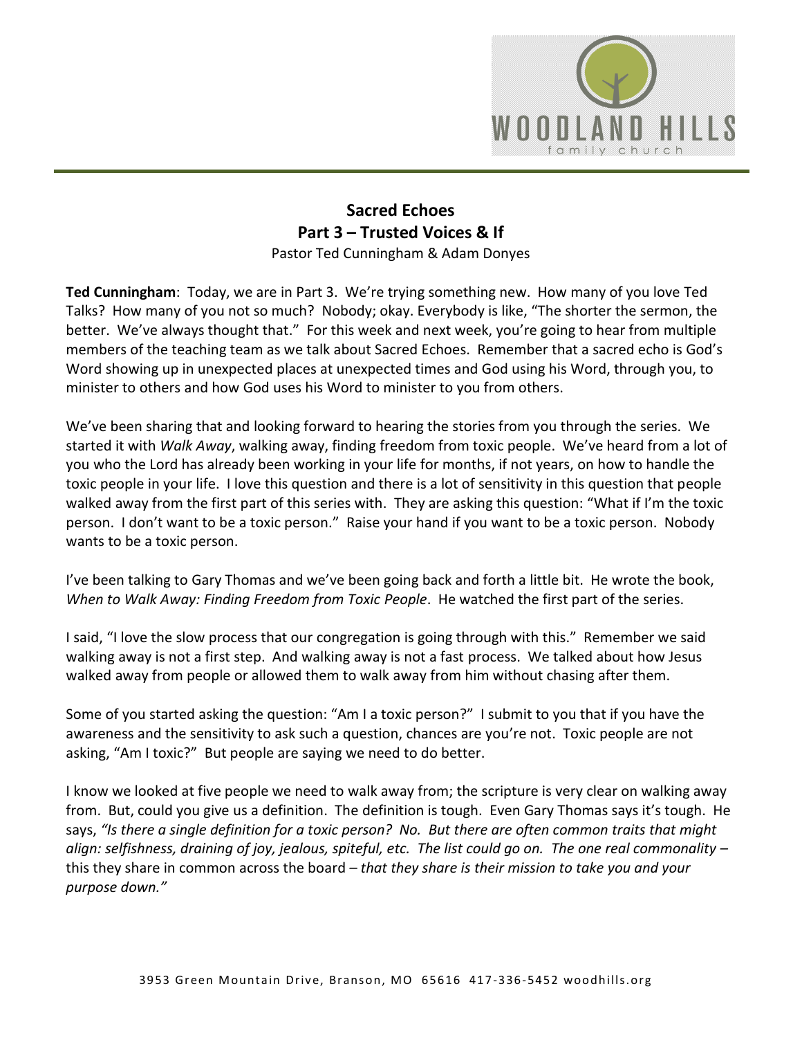# Sacred Echoes
## Part 3 – Trusted Voices & If

Pastor Ted Cunningham & Adam Donyes

**Ted Cunningham**: Today, we are in Part 3. We're trying something new. How many of you love Ted Talks? How many of you not so much? Nobody; okay. Everybody is like, "The shorter the sermon, the better. We've always thought that." For this week and next week, you're going to hear from multiple members of the teaching team as we talk about Sacred Echoes. Remember that a sacred echo is God's Word showing up in unexpected places at unexpected times and God using his Word, through you, to minister to others and how God uses his Word to minister to you from others.

We've been sharing that and looking forward to hearing the stories from you through the series. We started it with *Walk Away*, walking away, finding freedom from toxic people. We've heard from a lot of you who the Lord has already been working in your life for months, if not years, on how to handle the toxic people in your life. I love this question and there is a lot of sensitivity in this question that people walked away from the first part of this series with. They are asking this question: "What if I'm the toxic person. I don't want to be a toxic person." Raise your hand if you want to be a toxic person. Nobody wants to be a toxic person.

I've been talking to Gary Thomas and we've been going back and forth a little bit. He wrote the book, *When to Walk Away: Finding Freedom from Toxic People*. He watched the first part of the series.

I said, "I love the slow process that our congregation is going through with this." Remember we said walking away is not a first step. And walking away is not a fast process. We talked about how Jesus walked away from people or allowed them to walk away from him without chasing after them.

Some of you started asking the question: "Am I a toxic person?" I submit to you that if you have the awareness and the sensitivity to ask such a question, chances are you're not. Toxic people are not asking, "Am I toxic?" But people are saying we need to do better.

I know we looked at five people we need to walk away from; the scripture is very clear on walking away from. But, could you give us a definition. The definition is tough. Even Gary Thomas says it's tough. He says, *"Is there a single definition for a toxic person? No. But there are often common traits that might align: selfishness, draining of joy, jealous, spiteful, etc. The list could go on. The one real commonality* – this they share in common across the board – *that they share is their mission to take you and your purpose down."*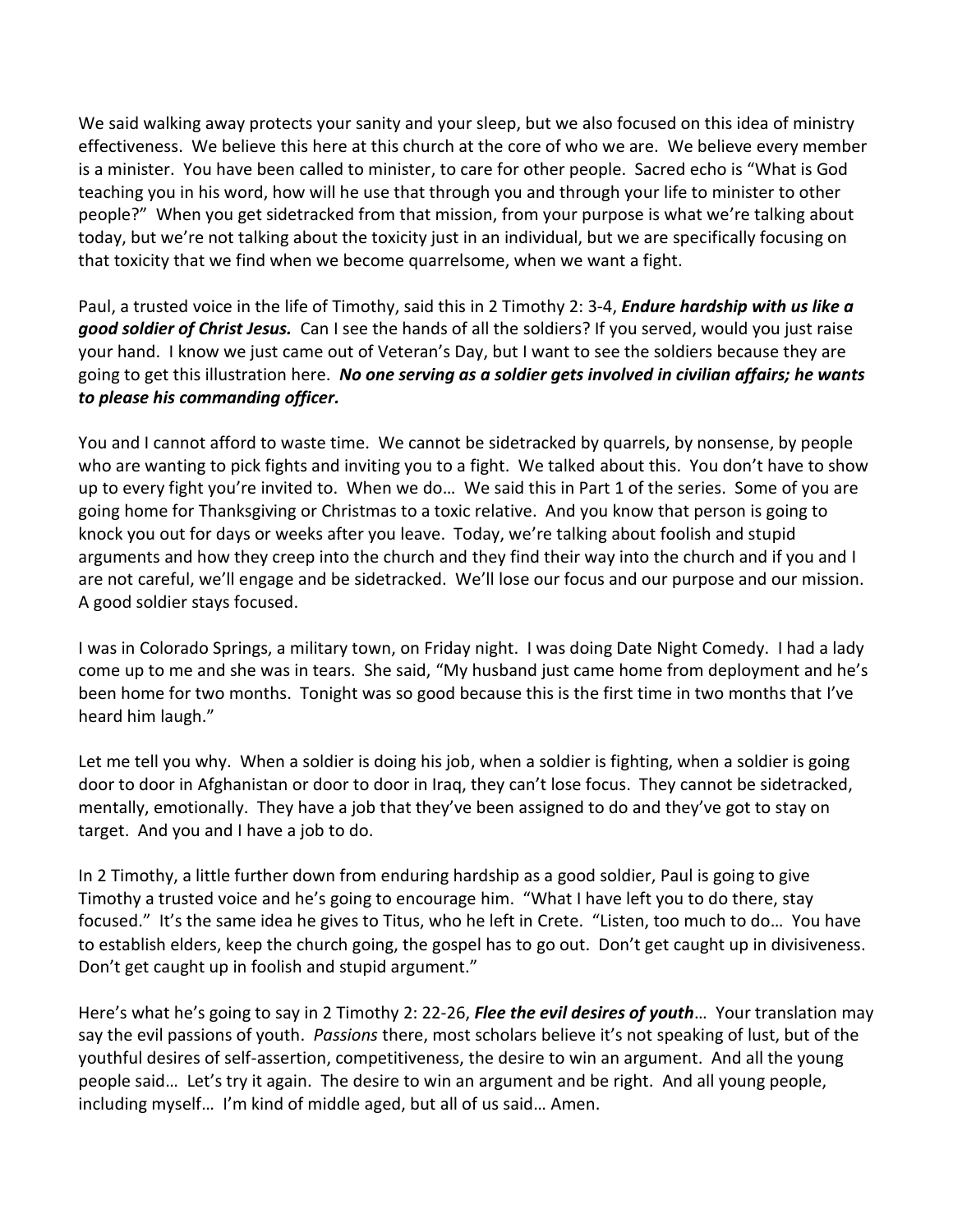We said walking away protects your sanity and your sleep, but we also focused on this idea of ministry effectiveness. We believe this here at this church at the core of who we are. We believe every member is a minister. You have been called to minister, to care for other people. Sacred echo is "What is God teaching you in his word, how will he use that through you and through your life to minister to other people?" When you get sidetracked from that mission, from your purpose is what we're talking about today, but we're not talking about the toxicity just in an individual, but we are specifically focusing on that toxicity that we find when we become quarrelsome, when we want a fight.

Paul, a trusted voice in the life of Timothy, said this in 2 Timothy 2: 3-4, ***Endure hardship with us like a good soldier of Christ Jesus.*** Can I see the hands of all the soldiers? If you served, would you just raise your hand. I know we just came out of Veteran's Day, but I want to see the soldiers because they are going to get this illustration here. ***No one serving as a soldier gets involved in civilian affairs; he wants to please his commanding officer.***

You and I cannot afford to waste time. We cannot be sidetracked by quarrels, by nonsense, by people who are wanting to pick fights and inviting you to a fight. We talked about this. You don't have to show up to every fight you're invited to. When we do… We said this in Part 1 of the series. Some of you are going home for Thanksgiving or Christmas to a toxic relative. And you know that person is going to knock you out for days or weeks after you leave. Today, we're talking about foolish and stupid arguments and how they creep into the church and they find their way into the church and if you and I are not careful, we'll engage and be sidetracked. We'll lose our focus and our purpose and our mission. A good soldier stays focused.

I was in Colorado Springs, a military town, on Friday night. I was doing Date Night Comedy. I had a lady come up to me and she was in tears. She said, "My husband just came home from deployment and he's been home for two months. Tonight was so good because this is the first time in two months that I've heard him laugh."

Let me tell you why. When a soldier is doing his job, when a soldier is fighting, when a soldier is going door to door in Afghanistan or door to door in Iraq, they can't lose focus. They cannot be sidetracked, mentally, emotionally. They have a job that they've been assigned to do and they've got to stay on target. And you and I have a job to do.

In 2 Timothy, a little further down from enduring hardship as a good soldier, Paul is going to give Timothy a trusted voice and he's going to encourage him. "What I have left you to do there, stay focused." It's the same idea he gives to Titus, who he left in Crete. "Listen, too much to do… You have to establish elders, keep the church going, the gospel has to go out. Don't get caught up in divisiveness. Don't get caught up in foolish and stupid argument."

Here's what he's going to say in 2 Timothy 2: 22-26, ***Flee the evil desires of youth***… Your translation may say the evil passions of youth. *Passions* there, most scholars believe it's not speaking of lust, but of the youthful desires of self-assertion, competitiveness, the desire to win an argument. And all the young people said… Let's try it again. The desire to win an argument and be right. And all young people, including myself… I'm kind of middle aged, but all of us said… Amen.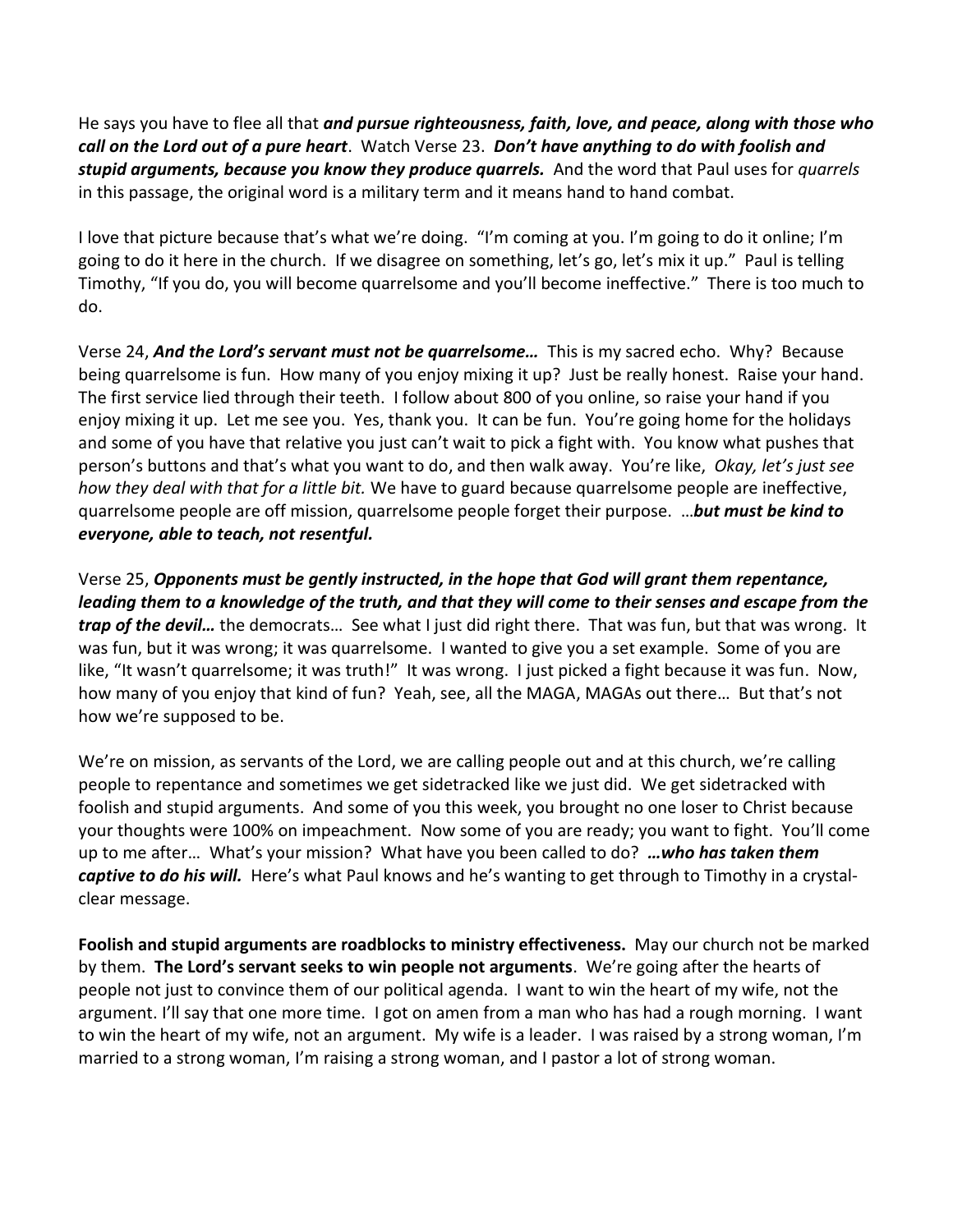He says you have to flee all that ***and pursue righteousness, faith, love, and peace, along with those who call on the Lord out of a pure heart***. Watch Verse 23. ***Don't have anything to do with foolish and stupid arguments, because you know they produce quarrels.*** And the word that Paul uses for *quarrels* in this passage, the original word is a military term and it means hand to hand combat.

I love that picture because that's what we're doing. "I'm coming at you. I'm going to do it online; I'm going to do it here in the church. If we disagree on something, let's go, let's mix it up." Paul is telling Timothy, "If you do, you will become quarrelsome and you'll become ineffective." There is too much to do.

Verse 24, ***And the Lord's servant must not be quarrelsome…*** This is my sacred echo. Why? Because being quarrelsome is fun. How many of you enjoy mixing it up? Just be really honest. Raise your hand. The first service lied through their teeth. I follow about 800 of you online, so raise your hand if you enjoy mixing it up. Let me see you. Yes, thank you. It can be fun. You're going home for the holidays and some of you have that relative you just can't wait to pick a fight with. You know what pushes that person's buttons and that's what you want to do, and then walk away. You're like, *Okay, let's just see how they deal with that for a little bit.* We have to guard because quarrelsome people are ineffective, quarrelsome people are off mission, quarrelsome people forget their purpose. …***but must be kind to everyone, able to teach, not resentful.***

Verse 25, ***Opponents must be gently instructed, in the hope that God will grant them repentance, leading them to a knowledge of the truth, and that they will come to their senses and escape from the trap of the devil…*** the democrats… See what I just did right there. That was fun, but that was wrong. It was fun, but it was wrong; it was quarrelsome. I wanted to give you a set example. Some of you are like, "It wasn't quarrelsome; it was truth!" It was wrong. I just picked a fight because it was fun. Now, how many of you enjoy that kind of fun? Yeah, see, all the MAGA, MAGAs out there… But that's not how we're supposed to be.

We're on mission, as servants of the Lord, we are calling people out and at this church, we're calling people to repentance and sometimes we get sidetracked like we just did. We get sidetracked with foolish and stupid arguments. And some of you this week, you brought no one loser to Christ because your thoughts were 100% on impeachment. Now some of you are ready; you want to fight. You'll come up to me after… What's your mission? What have you been called to do? ***…who has taken them captive to do his will.*** Here's what Paul knows and he's wanting to get through to Timothy in a crystal-clear message.

**Foolish and stupid arguments are roadblocks to ministry effectiveness.** May our church not be marked by them. **The Lord's servant seeks to win people not arguments**. We're going after the hearts of people not just to convince them of our political agenda. I want to win the heart of my wife, not the argument. I'll say that one more time. I got on amen from a man who has had a rough morning. I want to win the heart of my wife, not an argument. My wife is a leader. I was raised by a strong woman, I'm married to a strong woman, I'm raising a strong woman, and I pastor a lot of strong woman.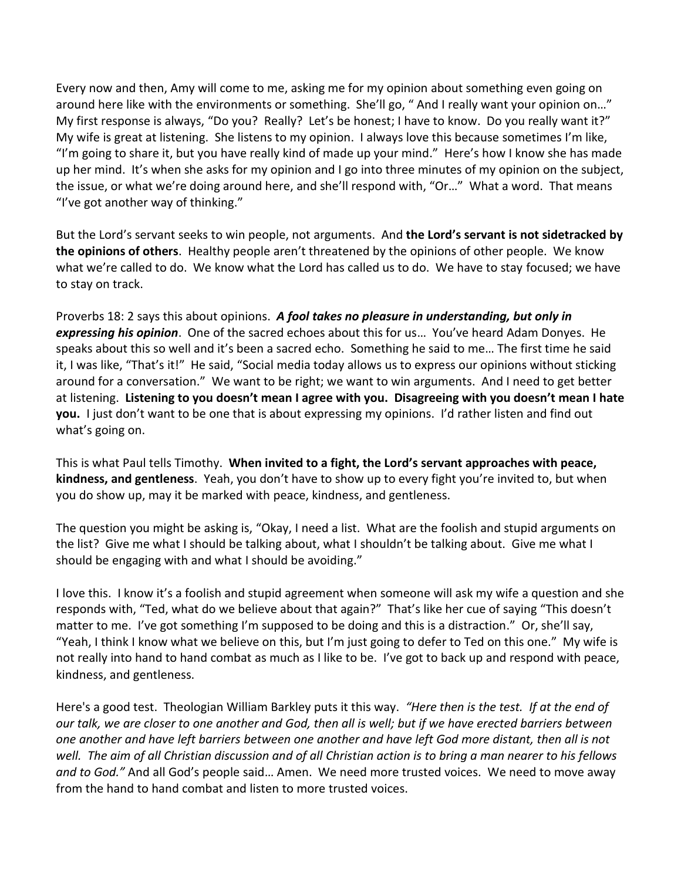Every now and then, Amy will come to me, asking me for my opinion about something even going on around here like with the environments or something. She'll go, " And I really want your opinion on…" My first response is always, "Do you? Really? Let's be honest; I have to know. Do you really want it?" My wife is great at listening. She listens to my opinion. I always love this because sometimes I'm like, "I'm going to share it, but you have really kind of made up your mind." Here's how I know she has made up her mind. It's when she asks for my opinion and I go into three minutes of my opinion on the subject, the issue, or what we're doing around here, and she'll respond with, "Or…" What a word. That means "I've got another way of thinking."

But the Lord's servant seeks to win people, not arguments. And **the Lord's servant is not sidetracked by the opinions of others**. Healthy people aren't threatened by the opinions of other people. We know what we're called to do. We know what the Lord has called us to do. We have to stay focused; we have to stay on track.

Proverbs 18: 2 says this about opinions. ***A fool takes no pleasure in understanding, but only in expressing his opinion***. One of the sacred echoes about this for us… You've heard Adam Donyes. He speaks about this so well and it's been a sacred echo. Something he said to me… The first time he said it, I was like, "That's it!" He said, "Social media today allows us to express our opinions without sticking around for a conversation." We want to be right; we want to win arguments. And I need to get better at listening. **Listening to you doesn't mean I agree with you. Disagreeing with you doesn't mean I hate you.** I just don't want to be one that is about expressing my opinions. I'd rather listen and find out what's going on.

This is what Paul tells Timothy. **When invited to a fight, the Lord's servant approaches with peace, kindness, and gentleness**. Yeah, you don't have to show up to every fight you're invited to, but when you do show up, may it be marked with peace, kindness, and gentleness.

The question you might be asking is, "Okay, I need a list. What are the foolish and stupid arguments on the list? Give me what I should be talking about, what I shouldn't be talking about. Give me what I should be engaging with and what I should be avoiding."

I love this. I know it's a foolish and stupid agreement when someone will ask my wife a question and she responds with, "Ted, what do we believe about that again?" That's like her cue of saying "This doesn't matter to me. I've got something I'm supposed to be doing and this is a distraction." Or, she'll say, "Yeah, I think I know what we believe on this, but I'm just going to defer to Ted on this one." My wife is not really into hand to hand combat as much as I like to be. I've got to back up and respond with peace, kindness, and gentleness.

Here's a good test. Theologian William Barkley puts it this way. *"Here then is the test. If at the end of our talk, we are closer to one another and God, then all is well; but if we have erected barriers between one another and have left barriers between one another and have left God more distant, then all is not well. The aim of all Christian discussion and of all Christian action is to bring a man nearer to his fellows and to God."* And all God's people said… Amen. We need more trusted voices. We need to move away from the hand to hand combat and listen to more trusted voices.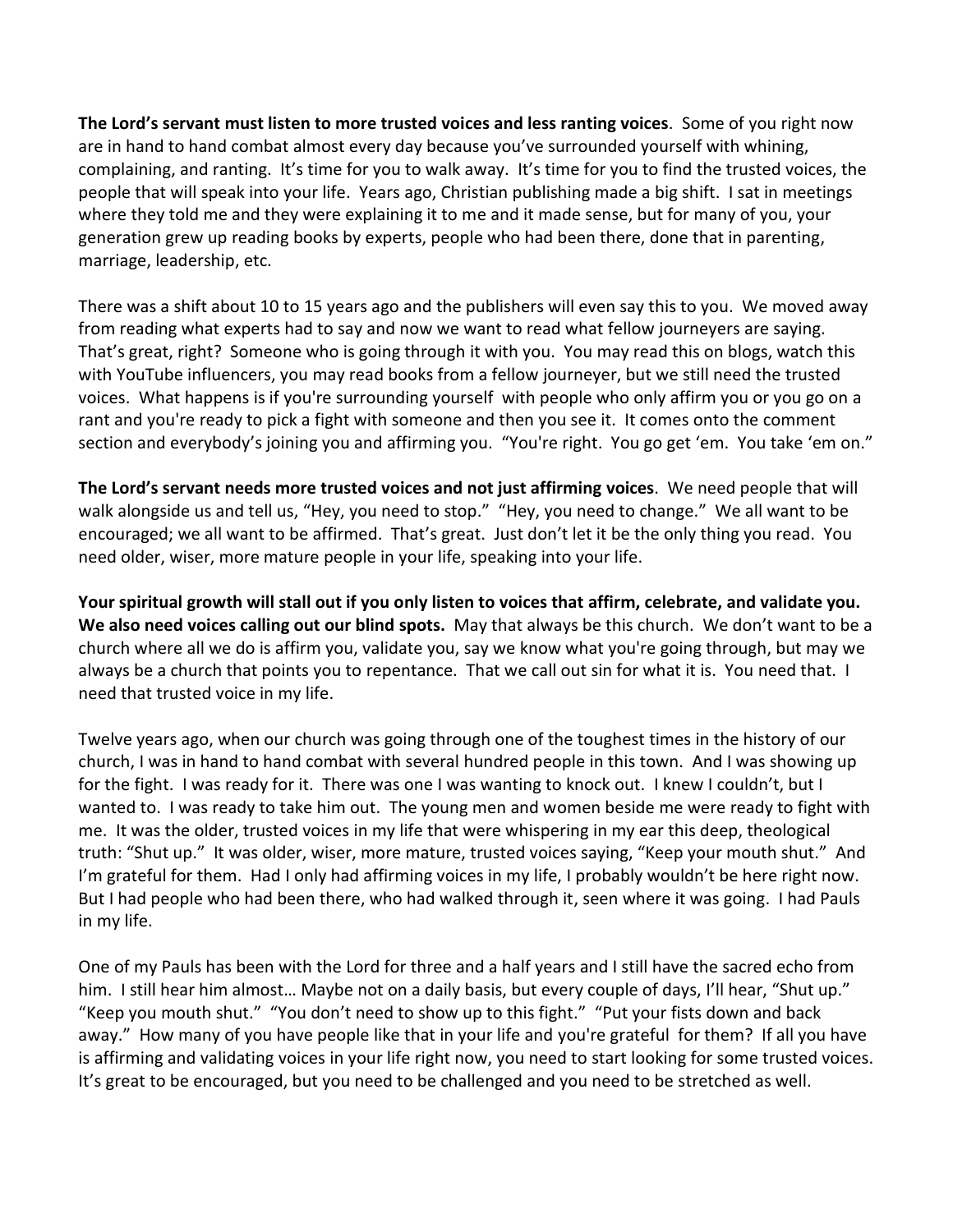**The Lord's servant must listen to more trusted voices and less ranting voices**. Some of you right now are in hand to hand combat almost every day because you've surrounded yourself with whining, complaining, and ranting. It's time for you to walk away. It's time for you to find the trusted voices, the people that will speak into your life. Years ago, Christian publishing made a big shift. I sat in meetings where they told me and they were explaining it to me and it made sense, but for many of you, your generation grew up reading books by experts, people who had been there, done that in parenting, marriage, leadership, etc.

There was a shift about 10 to 15 years ago and the publishers will even say this to you. We moved away from reading what experts had to say and now we want to read what fellow journeyers are saying. That's great, right? Someone who is going through it with you. You may read this on blogs, watch this with YouTube influencers, you may read books from a fellow journeyer, but we still need the trusted voices. What happens is if you're surrounding yourself with people who only affirm you or you go on a rant and you're ready to pick a fight with someone and then you see it. It comes onto the comment section and everybody's joining you and affirming you. "You're right. You go get 'em. You take 'em on."

**The Lord's servant needs more trusted voices and not just affirming voices**. We need people that will walk alongside us and tell us, "Hey, you need to stop." "Hey, you need to change." We all want to be encouraged; we all want to be affirmed. That's great. Just don't let it be the only thing you read. You need older, wiser, more mature people in your life, speaking into your life.

**Your spiritual growth will stall out if you only listen to voices that affirm, celebrate, and validate you. We also need voices calling out our blind spots.** May that always be this church. We don't want to be a church where all we do is affirm you, validate you, say we know what you're going through, but may we always be a church that points you to repentance. That we call out sin for what it is. You need that. I need that trusted voice in my life.

Twelve years ago, when our church was going through one of the toughest times in the history of our church, I was in hand to hand combat with several hundred people in this town. And I was showing up for the fight. I was ready for it. There was one I was wanting to knock out. I knew I couldn't, but I wanted to. I was ready to take him out. The young men and women beside me were ready to fight with me. It was the older, trusted voices in my life that were whispering in my ear this deep, theological truth: "Shut up." It was older, wiser, more mature, trusted voices saying, "Keep your mouth shut." And I'm grateful for them. Had I only had affirming voices in my life, I probably wouldn't be here right now. But I had people who had been there, who had walked through it, seen where it was going. I had Pauls in my life.

One of my Pauls has been with the Lord for three and a half years and I still have the sacred echo from him. I still hear him almost… Maybe not on a daily basis, but every couple of days, I'll hear, "Shut up." "Keep you mouth shut." "You don't need to show up to this fight." "Put your fists down and back away." How many of you have people like that in your life and you're grateful for them? If all you have is affirming and validating voices in your life right now, you need to start looking for some trusted voices. It's great to be encouraged, but you need to be challenged and you need to be stretched as well.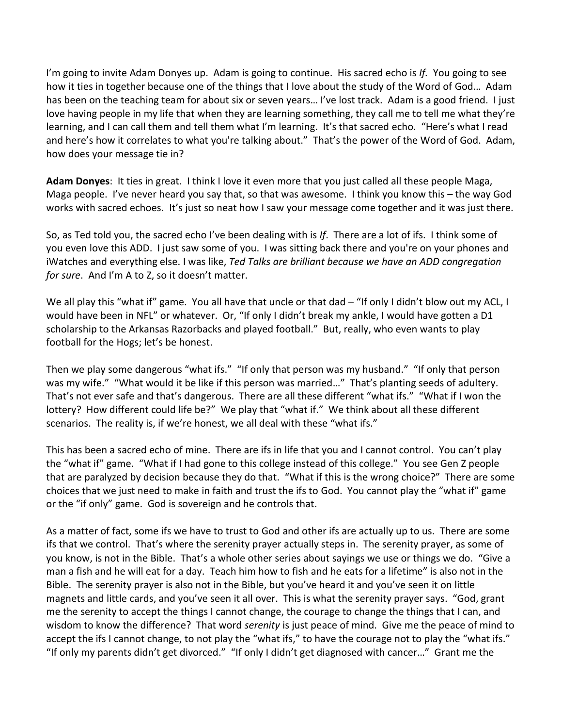I'm going to invite Adam Donyes up. Adam is going to continue. His sacred echo is *If*. You going to see how it ties in together because one of the things that I love about the study of the Word of God… Adam has been on the teaching team for about six or seven years… I've lost track. Adam is a good friend. I just love having people in my life that when they are learning something, they call me to tell me what they're learning, and I can call them and tell them what I'm learning. It's that sacred echo. "Here's what I read and here's how it correlates to what you're talking about." That's the power of the Word of God. Adam, how does your message tie in?

**Adam Donyes**: It ties in great. I think I love it even more that you just called all these people Maga, Maga people. I've never heard you say that, so that was awesome. I think you know this – the way God works with sacred echoes. It's just so neat how I saw your message come together and it was just there.

So, as Ted told you, the sacred echo I've been dealing with is *If*. There are a lot of ifs. I think some of you even love this ADD. I just saw some of you. I was sitting back there and you're on your phones and iWatches and everything else. I was like, *Ted Talks are brilliant because we have an ADD congregation for sure*. And I'm A to Z, so it doesn't matter.

We all play this "what if" game. You all have that uncle or that dad – "If only I didn't blow out my ACL, I would have been in NFL" or whatever. Or, "If only I didn't break my ankle, I would have gotten a D1 scholarship to the Arkansas Razorbacks and played football." But, really, who even wants to play football for the Hogs; let's be honest.

Then we play some dangerous "what ifs." "If only that person was my husband." "If only that person was my wife." "What would it be like if this person was married…" That's planting seeds of adultery. That's not ever safe and that's dangerous. There are all these different "what ifs." "What if I won the lottery? How different could life be?" We play that "what if." We think about all these different scenarios. The reality is, if we're honest, we all deal with these "what ifs."

This has been a sacred echo of mine. There are ifs in life that you and I cannot control. You can't play the "what if" game. "What if I had gone to this college instead of this college." You see Gen Z people that are paralyzed by decision because they do that. "What if this is the wrong choice?" There are some choices that we just need to make in faith and trust the ifs to God. You cannot play the "what if" game or the "if only" game. God is sovereign and he controls that.

As a matter of fact, some ifs we have to trust to God and other ifs are actually up to us. There are some ifs that we control. That's where the serenity prayer actually steps in. The serenity prayer, as some of you know, is not in the Bible. That's a whole other series about sayings we use or things we do. "Give a man a fish and he will eat for a day. Teach him how to fish and he eats for a lifetime" is also not in the Bible. The serenity prayer is also not in the Bible, but you've heard it and you've seen it on little magnets and little cards, and you've seen it all over. This is what the serenity prayer says. "God, grant me the serenity to accept the things I cannot change, the courage to change the things that I can, and wisdom to know the difference? That word *serenity* is just peace of mind. Give me the peace of mind to accept the ifs I cannot change, to not play the "what ifs," to have the courage not to play the "what ifs." "If only my parents didn't get divorced." "If only I didn't get diagnosed with cancer…" Grant me the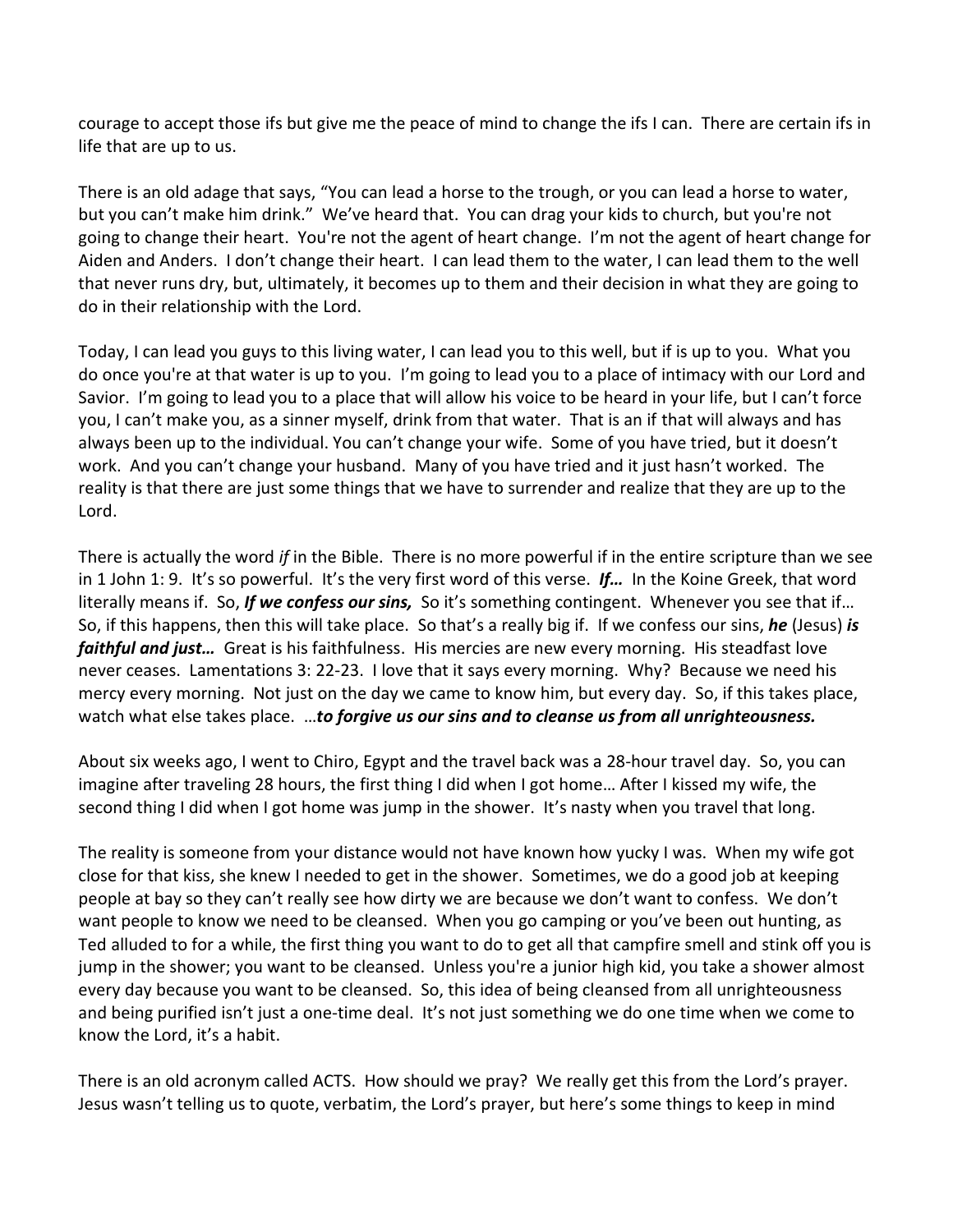courage to accept those ifs but give me the peace of mind to change the ifs I can. There are certain ifs in life that are up to us.

There is an old adage that says, "You can lead a horse to the trough, or you can lead a horse to water, but you can't make him drink." We've heard that. You can drag your kids to church, but you're not going to change their heart. You're not the agent of heart change. I'm not the agent of heart change for Aiden and Anders. I don't change their heart. I can lead them to the water, I can lead them to the well that never runs dry, but, ultimately, it becomes up to them and their decision in what they are going to do in their relationship with the Lord.

Today, I can lead you guys to this living water, I can lead you to this well, but if is up to you. What you do once you're at that water is up to you. I'm going to lead you to a place of intimacy with our Lord and Savior. I'm going to lead you to a place that will allow his voice to be heard in your life, but I can't force you, I can't make you, as a sinner myself, drink from that water. That is an if that will always and has always been up to the individual. You can't change your wife. Some of you have tried, but it doesn't work. And you can't change your husband. Many of you have tried and it just hasn't worked. The reality is that there are just some things that we have to surrender and realize that they are up to the Lord.

There is actually the word *if* in the Bible. There is no more powerful if in the entire scripture than we see in 1 John 1: 9. It's so powerful. It's the very first word of this verse. ***If…*** In the Koine Greek, that word literally means if. So, ***If we confess our sins,*** So it's something contingent. Whenever you see that if… So, if this happens, then this will take place. So that's a really big if. If we confess our sins, ***he*** (Jesus) ***is faithful and just…*** Great is his faithfulness. His mercies are new every morning. His steadfast love never ceases. Lamentations 3: 22-23. I love that it says every morning. Why? Because we need his mercy every morning. Not just on the day we came to know him, but every day. So, if this takes place, watch what else takes place. …***to forgive us our sins and to cleanse us from all unrighteousness.***

About six weeks ago, I went to Chiro, Egypt and the travel back was a 28-hour travel day. So, you can imagine after traveling 28 hours, the first thing I did when I got home… After I kissed my wife, the second thing I did when I got home was jump in the shower. It's nasty when you travel that long.

The reality is someone from your distance would not have known how yucky I was. When my wife got close for that kiss, she knew I needed to get in the shower. Sometimes, we do a good job at keeping people at bay so they can't really see how dirty we are because we don't want to confess. We don't want people to know we need to be cleansed. When you go camping or you've been out hunting, as Ted alluded to for a while, the first thing you want to do to get all that campfire smell and stink off you is jump in the shower; you want to be cleansed. Unless you're a junior high kid, you take a shower almost every day because you want to be cleansed. So, this idea of being cleansed from all unrighteousness and being purified isn't just a one-time deal. It's not just something we do one time when we come to know the Lord, it's a habit.

There is an old acronym called ACTS. How should we pray? We really get this from the Lord's prayer. Jesus wasn't telling us to quote, verbatim, the Lord's prayer, but here's some things to keep in mind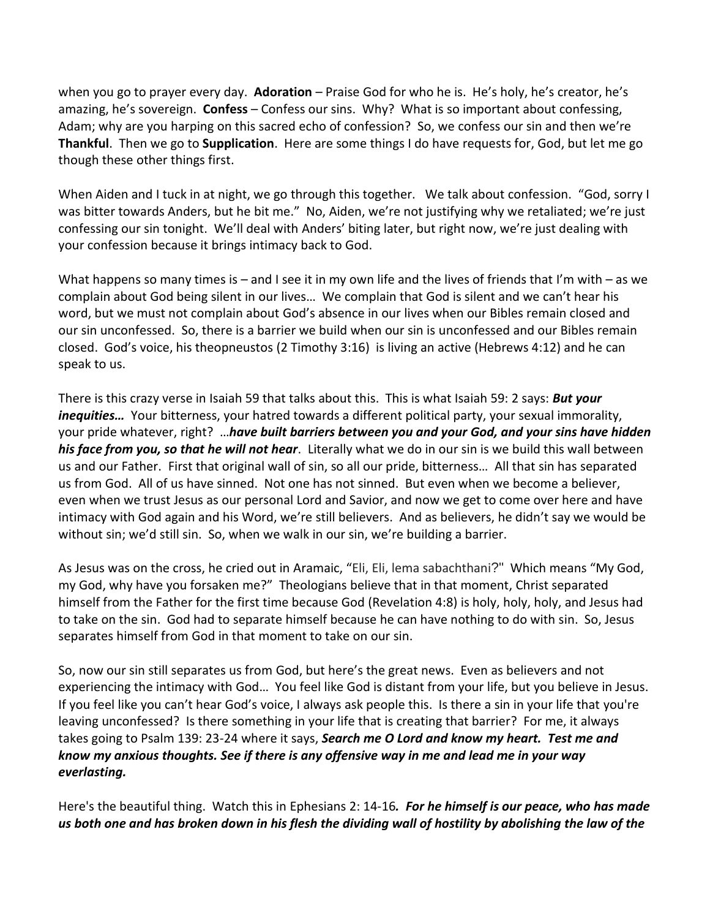when you go to prayer every day. **Adoration** – Praise God for who he is. He's holy, he's creator, he's amazing, he's sovereign. **Confess** – Confess our sins. Why? What is so important about confessing, Adam; why are you harping on this sacred echo of confession? So, we confess our sin and then we're **Thankful**. Then we go to **Supplication**. Here are some things I do have requests for, God, but let me go though these other things first.

When Aiden and I tuck in at night, we go through this together. We talk about confession. "God, sorry I was bitter towards Anders, but he bit me." No, Aiden, we're not justifying why we retaliated; we're just confessing our sin tonight. We'll deal with Anders' biting later, but right now, we're just dealing with your confession because it brings intimacy back to God.

What happens so many times is – and I see it in my own life and the lives of friends that I'm with – as we complain about God being silent in our lives… We complain that God is silent and we can't hear his word, but we must not complain about God's absence in our lives when our Bibles remain closed and our sin unconfessed. So, there is a barrier we build when our sin is unconfessed and our Bibles remain closed. God's voice, his theopneustos (2 Timothy 3:16) is living an active (Hebrews 4:12) and he can speak to us.

There is this crazy verse in Isaiah 59 that talks about this. This is what Isaiah 59: 2 says: ***But your inequities…*** Your bitterness, your hatred towards a different political party, your sexual immorality, your pride whatever, right? …***have built barriers between you and your God, and your sins have hidden his face from you, so that he will not hear***. Literally what we do in our sin is we build this wall between us and our Father. First that original wall of sin, so all our pride, bitterness… All that sin has separated us from God. All of us have sinned. Not one has not sinned. But even when we become a believer, even when we trust Jesus as our personal Lord and Savior, and now we get to come over here and have intimacy with God again and his Word, we're still believers. And as believers, he didn't say we would be without sin; we'd still sin. So, when we walk in our sin, we're building a barrier.

As Jesus was on the cross, he cried out in Aramaic, "Eli, Eli, lema sabachthani?" Which means "My God, my God, why have you forsaken me?" Theologians believe that in that moment, Christ separated himself from the Father for the first time because God (Revelation 4:8) is holy, holy, holy, and Jesus had to take on the sin. God had to separate himself because he can have nothing to do with sin. So, Jesus separates himself from God in that moment to take on our sin.

So, now our sin still separates us from God, but here's the great news. Even as believers and not experiencing the intimacy with God… You feel like God is distant from your life, but you believe in Jesus. If you feel like you can't hear God's voice, I always ask people this. Is there a sin in your life that you're leaving unconfessed? Is there something in your life that is creating that barrier? For me, it always takes going to Psalm 139: 23-24 where it says, ***Search me O Lord and know my heart. Test me and know my anxious thoughts. See if there is any offensive way in me and lead me in your way everlasting.***

Here's the beautiful thing. Watch this in Ephesians 2: 14-16***. For he himself is our peace, who has made us both one and has broken down in his flesh the dividing wall of hostility by abolishing the law of the***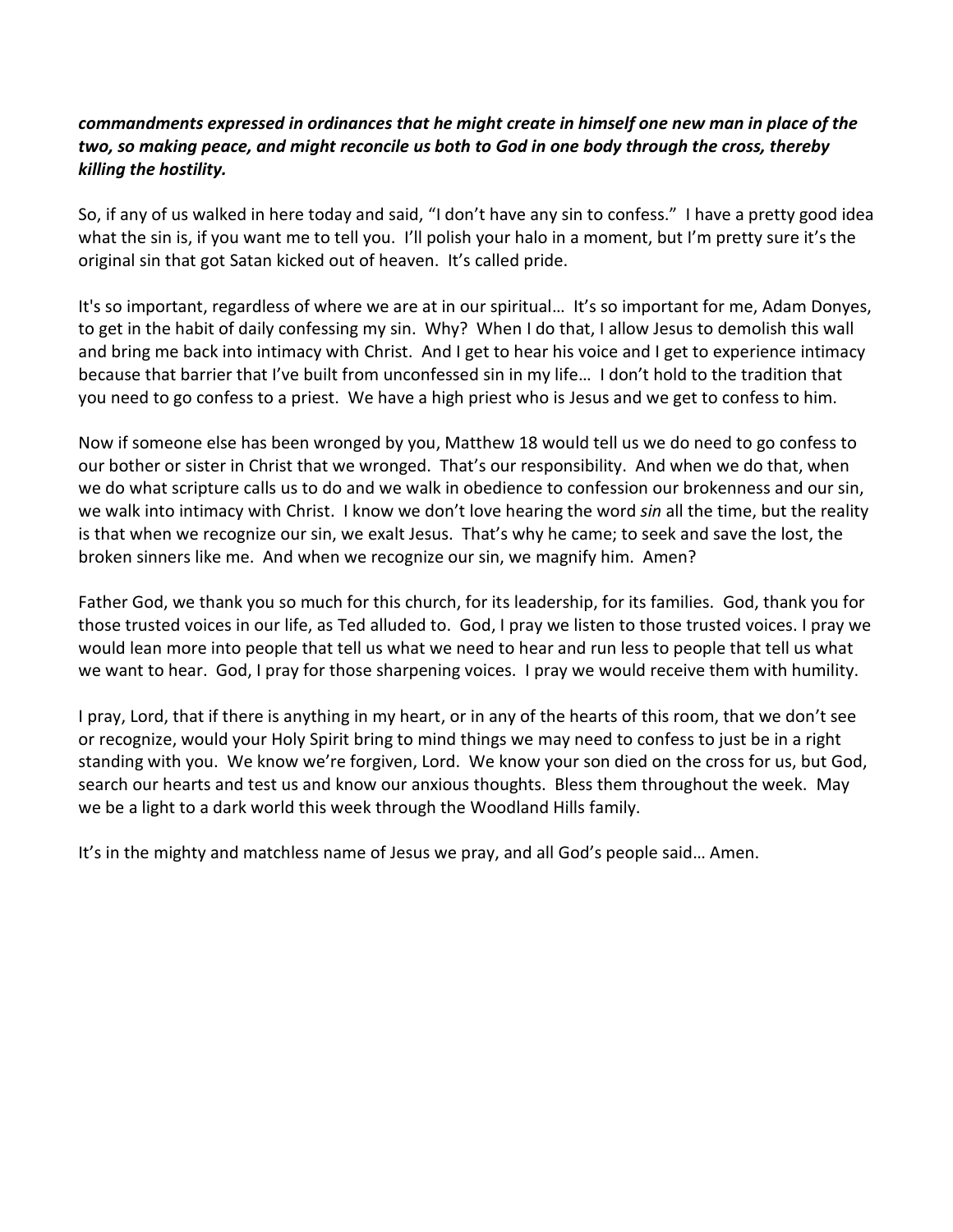***commandments expressed in ordinances that he might create in himself one new man in place of the two, so making peace, and might reconcile us both to God in one body through the cross, thereby killing the hostility.***

So, if any of us walked in here today and said, "I don't have any sin to confess." I have a pretty good idea what the sin is, if you want me to tell you. I'll polish your halo in a moment, but I'm pretty sure it's the original sin that got Satan kicked out of heaven. It's called pride.

It's so important, regardless of where we are at in our spiritual… It's so important for me, Adam Donyes, to get in the habit of daily confessing my sin. Why? When I do that, I allow Jesus to demolish this wall and bring me back into intimacy with Christ. And I get to hear his voice and I get to experience intimacy because that barrier that I've built from unconfessed sin in my life… I don't hold to the tradition that you need to go confess to a priest. We have a high priest who is Jesus and we get to confess to him.

Now if someone else has been wronged by you, Matthew 18 would tell us we do need to go confess to our bother or sister in Christ that we wronged. That's our responsibility. And when we do that, when we do what scripture calls us to do and we walk in obedience to confession our brokenness and our sin, we walk into intimacy with Christ. I know we don't love hearing the word *sin* all the time, but the reality is that when we recognize our sin, we exalt Jesus. That's why he came; to seek and save the lost, the broken sinners like me. And when we recognize our sin, we magnify him. Amen?

Father God, we thank you so much for this church, for its leadership, for its families. God, thank you for those trusted voices in our life, as Ted alluded to. God, I pray we listen to those trusted voices. I pray we would lean more into people that tell us what we need to hear and run less to people that tell us what we want to hear. God, I pray for those sharpening voices. I pray we would receive them with humility.

I pray, Lord, that if there is anything in my heart, or in any of the hearts of this room, that we don't see or recognize, would your Holy Spirit bring to mind things we may need to confess to just be in a right standing with you. We know we're forgiven, Lord. We know your son died on the cross for us, but God, search our hearts and test us and know our anxious thoughts. Bless them throughout the week. May we be a light to a dark world this week through the Woodland Hills family.

It's in the mighty and matchless name of Jesus we pray, and all God's people said… Amen.